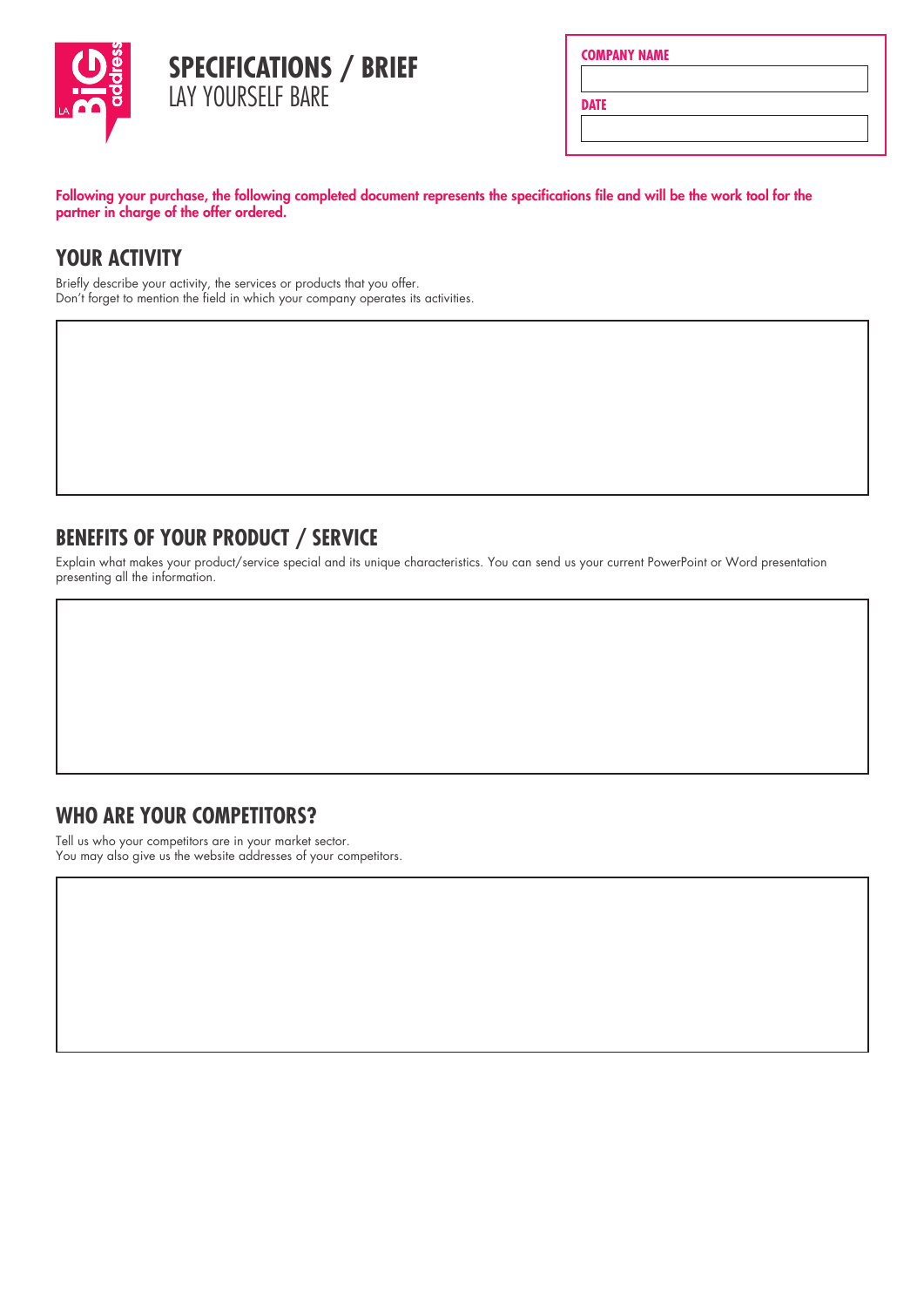# SPECIFICATIONS / BRIEF
## LAY YOURSELF BARE

**COMPANY NAME**

**DATE**

**Following your purchase, the following completed document represents the specifications file and will be the work tool for the partner in charge of the offer ordered.**

## YOUR ACTIVITY

Briefly describe your activity, the services or products that you offer.
Don't forget to mention the field in which your company operates its activities.

## BENEFITS OF YOUR PRODUCT / SERVICE

Explain what makes your product/service special and its unique characteristics. You can send us your current PowerPoint or Word presentation presenting all the information.

## WHO ARE YOUR COMPETITORS?

Tell us who your competitors are in your market sector.
You may also give us the website addresses of your competitors.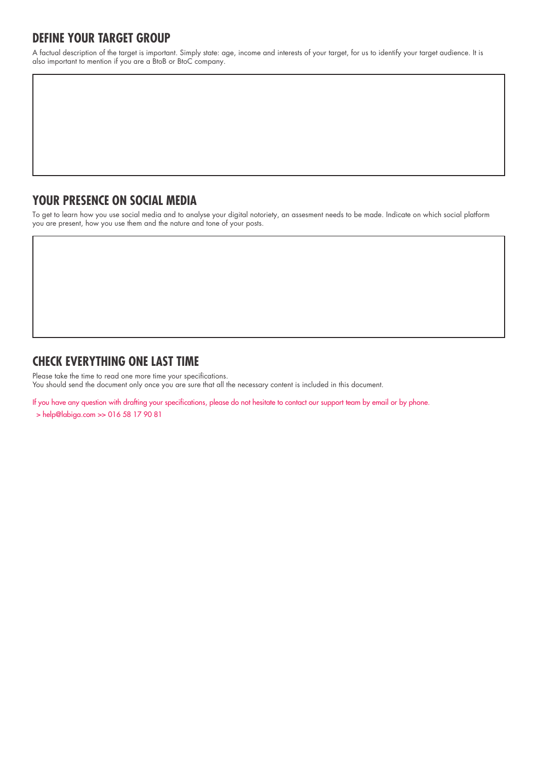## DEFINE YOUR TARGET GROUP

A factual description of the target is important. Simply state: age, income and interests of your target, for us to identify your target audience. It is also important to mention if you are a BtoB or BtoC company.

## YOUR PRESENCE ON SOCIAL MEDIA

To get to learn how you use social media and to analyse your digital notoriety, an assesment needs to be made. Indicate on which social platform you are present, how you use them and the nature and tone of your posts.

## CHECK EVERYTHING ONE LAST TIME

Please take the time to read one more time your specifications.
You should send the document only once you are sure that all the necessary content is included in this document.

If you have any question with drafting your specifications, please do not hesitate to contact our support team by email or by phone.

> help@labiga.com >> 016 58 17 90 81